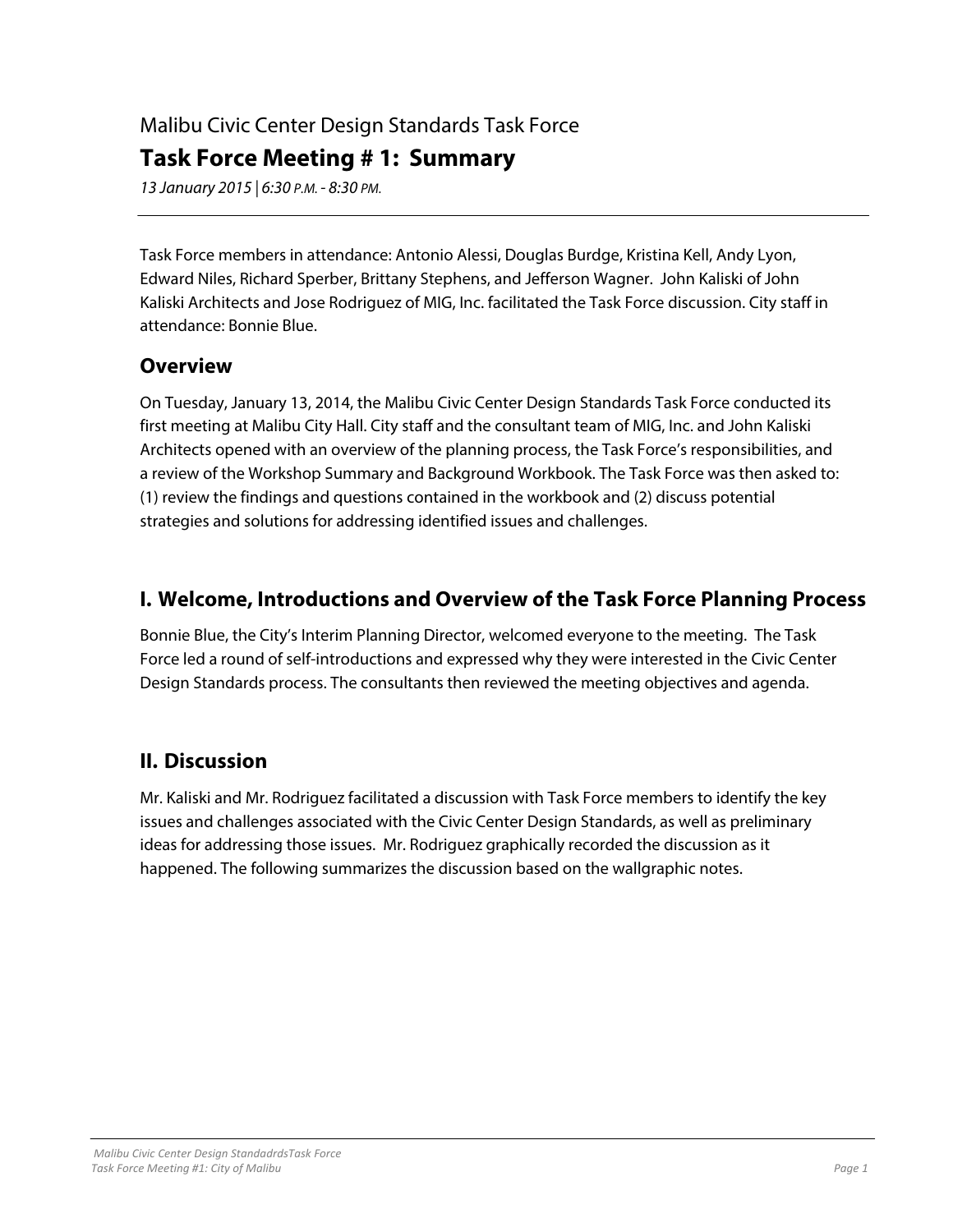Malibu Civic Center Design Standards Task Force

# Task Force Meeting # 1: Summary

*13 January 2015 | 6:30 P.M. - 8:30 PM.*

---

Task Force members in attendance: Antonio Alessi, Douglas Burdge, Kristina Kell, Andy Lyon, Edward Niles, Richard Sperber, Brittany Stephens, and Jefferson Wagner. John Kaliski of John Kaliski Architects and Jose Rodriguez of MIG, Inc. facilitated the Task Force discussion. City staff in attendance: Bonnie Blue.

## Overview

On Tuesday, January 13, 2014, the Malibu Civic Center Design Standards Task Force conducted its first meeting at Malibu City Hall. City staff and the consultant team of MIG, Inc. and John Kaliski Architects opened with an overview of the planning process, the Task Force's responsibilities, and a review of the Workshop Summary and Background Workbook. The Task Force was then asked to: (1) review the findings and questions contained in the workbook and (2) discuss potential strategies and solutions for addressing identified issues and challenges.

## I. Welcome, Introductions and Overview of the Task Force Planning Process

Bonnie Blue, the City's Interim Planning Director, welcomed everyone to the meeting. The Task Force led a round of self-introductions and expressed why they were interested in the Civic Center Design Standards process. The consultants then reviewed the meeting objectives and agenda.

## II. Discussion

Mr. Kaliski and Mr. Rodriguez facilitated a discussion with Task Force members to identify the key issues and challenges associated with the Civic Center Design Standards, as well as preliminary ideas for addressing those issues. Mr. Rodriguez graphically recorded the discussion as it happened. The following summarizes the discussion based on the wallgraphic notes.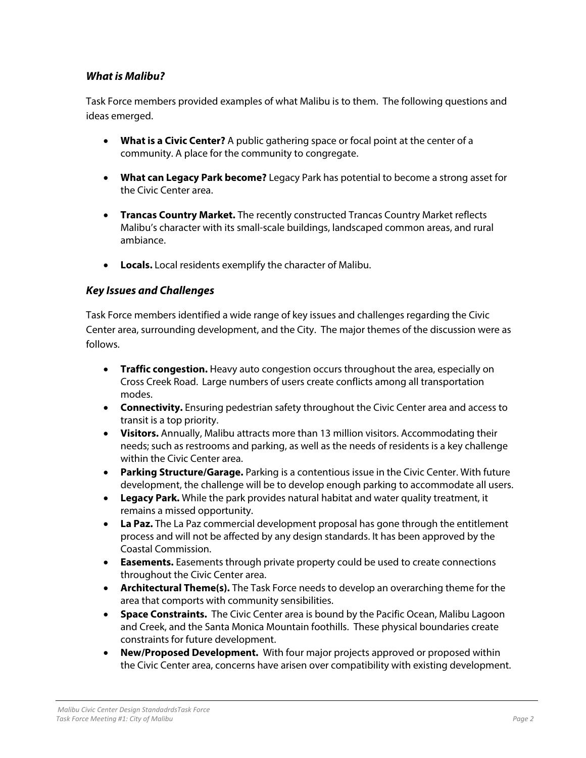### *What is Malibu?*

Task Force members provided examples of what Malibu is to them. The following questions and ideas emerged.

- **What is a Civic Center?** A public gathering space or focal point at the center of a community. A place for the community to congregate.

- **What can Legacy Park become?** Legacy Park has potential to become a strong asset for the Civic Center area.

- **Trancas Country Market.** The recently constructed Trancas Country Market reflects Malibu's character with its small-scale buildings, landscaped common areas, and rural ambiance.

- **Locals.** Local residents exemplify the character of Malibu.

### *Key Issues and Challenges*

Task Force members identified a wide range of key issues and challenges regarding the Civic Center area, surrounding development, and the City. The major themes of the discussion were as follows.

- **Traffic congestion.** Heavy auto congestion occurs throughout the area, especially on Cross Creek Road. Large numbers of users create conflicts among all transportation modes.
- **Connectivity.** Ensuring pedestrian safety throughout the Civic Center area and access to transit is a top priority.
- **Visitors.** Annually, Malibu attracts more than 13 million visitors. Accommodating their needs; such as restrooms and parking, as well as the needs of residents is a key challenge within the Civic Center area.
- **Parking Structure/Garage.** Parking is a contentious issue in the Civic Center. With future development, the challenge will be to develop enough parking to accommodate all users.
- **Legacy Park.** While the park provides natural habitat and water quality treatment, it remains a missed opportunity.
- **La Paz.** The La Paz commercial development proposal has gone through the entitlement process and will not be affected by any design standards. It has been approved by the Coastal Commission.
- **Easements.** Easements through private property could be used to create connections throughout the Civic Center area.
- **Architectural Theme(s).** The Task Force needs to develop an overarching theme for the area that comports with community sensibilities.
- **Space Constraints.** The Civic Center area is bound by the Pacific Ocean, Malibu Lagoon and Creek, and the Santa Monica Mountain foothills. These physical boundaries create constraints for future development.
- **New/Proposed Development.** With four major projects approved or proposed within the Civic Center area, concerns have arisen over compatibility with existing development.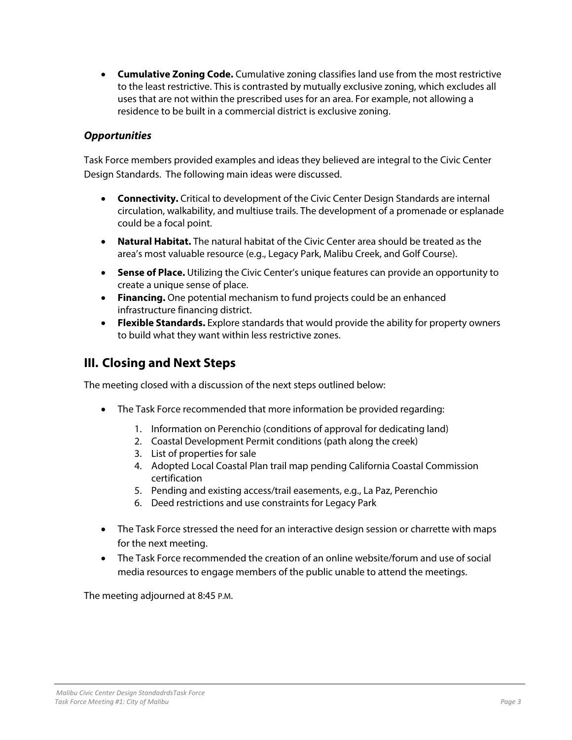- **Cumulative Zoning Code.** Cumulative zoning classifies land use from the most restrictive to the least restrictive. This is contrasted by mutually exclusive zoning, which excludes all uses that are not within the prescribed uses for an area. For example, not allowing a residence to be built in a commercial district is exclusive zoning.

### *Opportunities*

Task Force members provided examples and ideas they believed are integral to the Civic Center Design Standards. The following main ideas were discussed.

- **Connectivity.** Critical to development of the Civic Center Design Standards are internal circulation, walkability, and multiuse trails. The development of a promenade or esplanade could be a focal point.
- **Natural Habitat.** The natural habitat of the Civic Center area should be treated as the area's most valuable resource (e.g., Legacy Park, Malibu Creek, and Golf Course).
- **Sense of Place.** Utilizing the Civic Center's unique features can provide an opportunity to create a unique sense of place.
- **Financing.** One potential mechanism to fund projects could be an enhanced infrastructure financing district.
- **Flexible Standards.** Explore standards that would provide the ability for property owners to build what they want within less restrictive zones.

## III. Closing and Next Steps

The meeting closed with a discussion of the next steps outlined below:

- The Task Force recommended that more information be provided regarding:
    1. Information on Perenchio (conditions of approval for dedicating land)
    2. Coastal Development Permit conditions (path along the creek)
    3. List of properties for sale
    4. Adopted Local Coastal Plan trail map pending California Coastal Commission certification
    5. Pending and existing access/trail easements, e.g., La Paz, Perenchio
    6. Deed restrictions and use constraints for Legacy Park
- The Task Force stressed the need for an interactive design session or charrette with maps for the next meeting.
- The Task Force recommended the creation of an online website/forum and use of social media resources to engage members of the public unable to attend the meetings.

The meeting adjourned at 8:45 P.M.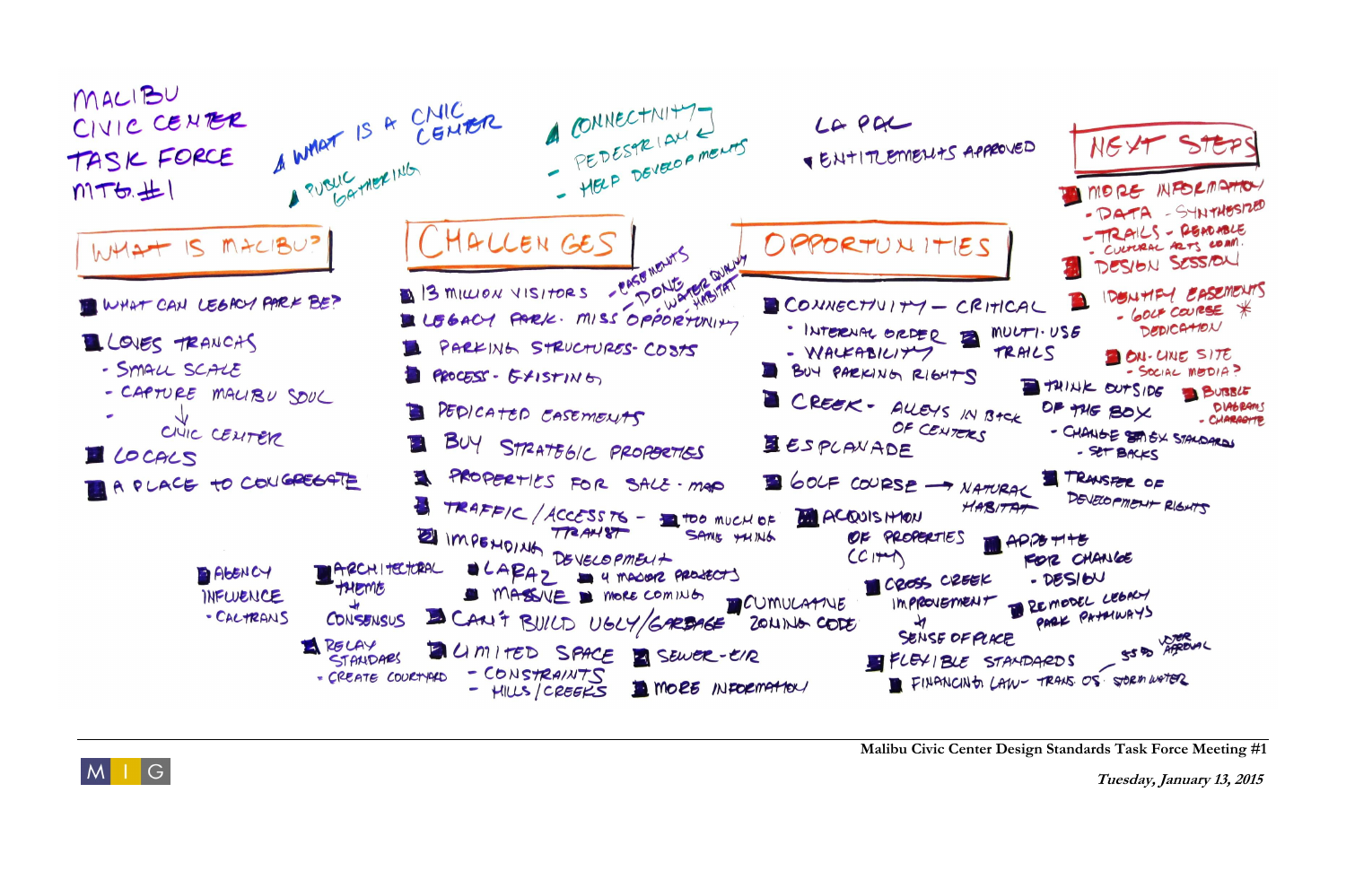# Malibu Civic Center Task Force Mtg. #1

- What is a civic center
- Public gathering
- Connectivity
  - Pedestrian
  - Help developments

La Paz
- Entitlements approved

## What is Malibu?

- What can Legacy Park be?
- Loves Trancas
  - Small scale
  - Capture Malibu soul
  - ↓ Civic center
- Locals
- A place to congregate

## Challenges

- 13 million visitors - easements - done - water quality habitat
- Legacy Park - miss opportunity
- Parking structures - costs
- Process - existing
- Dedicated easements
- Buy strategic properties
- Properties for sale - map
- Traffic / access to transit - too much of same thing
- Impending development
- Agency influence
  - Caltrans
- Architectural theme + consensus
- LAPAZ
- 4 major projects
- Massive
- More coming
- Relax standards
  - Create courtyard
- Can't build ugly/garbage
- Limited space
  - Constraints
  - Hills/creeks
- Sewer - EIR
- More information
- Cumulative zoning code

## Opportunities

- Connectivity - critical
  - Internal order
  - Walkability
- Multi-use trails
- Buy parking rights
- Creek - alleys in back of centers
- Esplanade
- Golf course → natural habitat
- Acquisition of properties (City)
- Cross Creek improvement + sense of place
- Appetite for change
  - Design
- Remodel Legacy Park pathways
- Flexible standards
- $$ to water approval
- Financing law - trans. OS. storm water
- Think outside of the box
  - Change ~~sex~~ standards
  - Set backs
- Transfer of development rights

## Next Steps

- More information
  - Data
  - Synthesized
  - Trails - readable
  - Cultural arts comm.
- Design session
- Identify easements
  - Golf course dedication *
- On-line site
  - Social media?
- Bubble diagrams
  - Character

**Malibu Civic Center Design Standards Task Force Meeting #1**

***Tuesday, January 13, 2015***